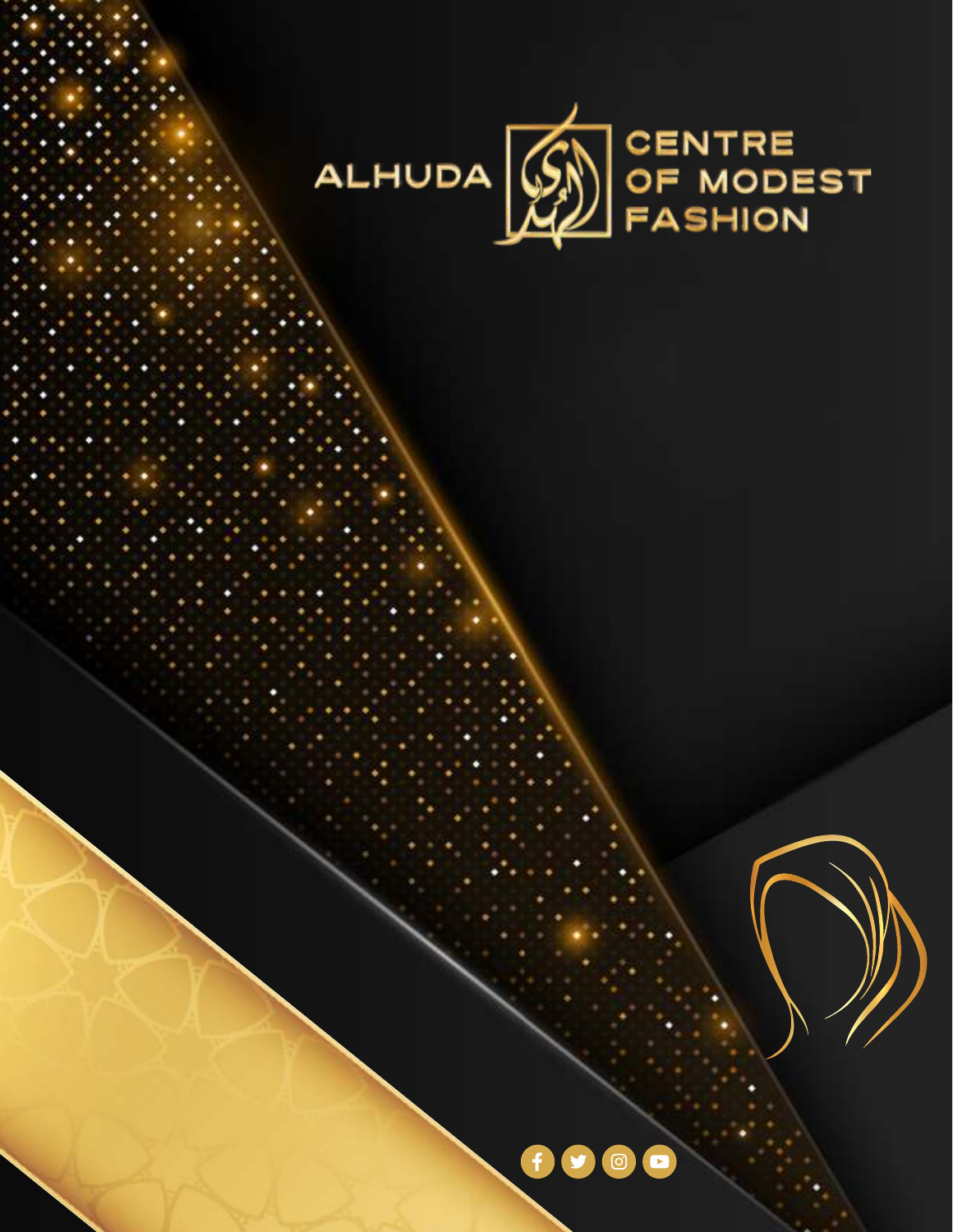# ALHUDA CENTRE OF MODEST FASHION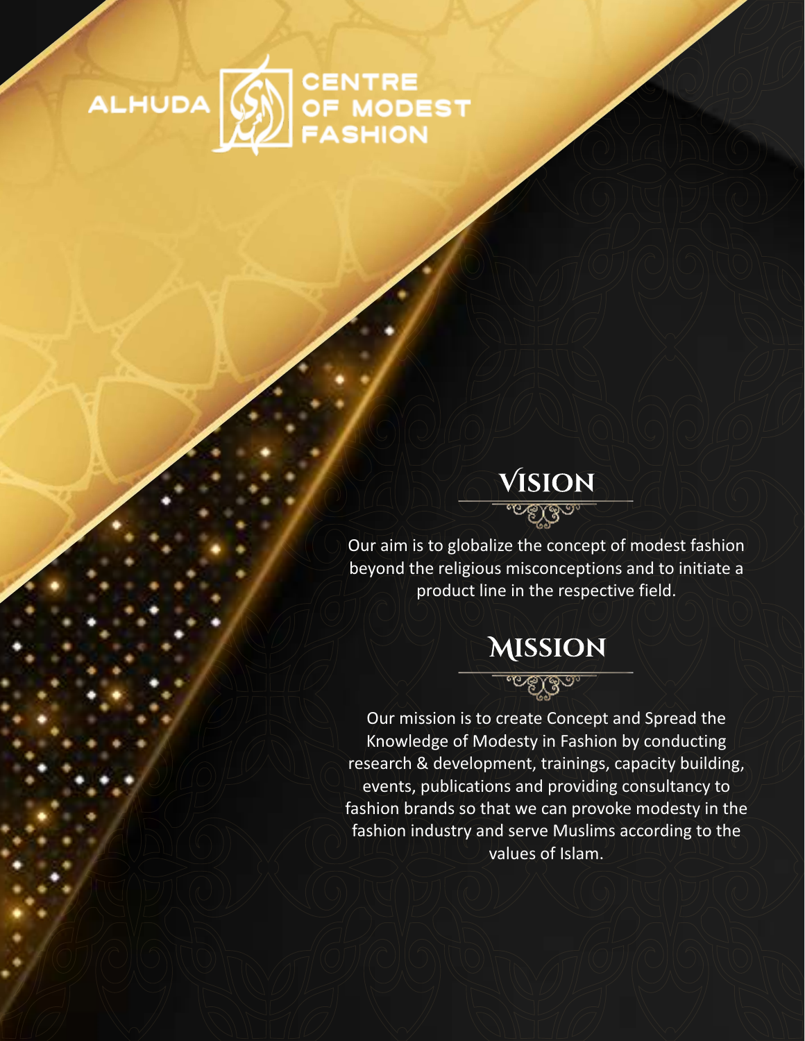ALHUDA CENTRE OF MODEST FASHION

## Vision

Our aim is to globalize the concept of modest fashion beyond the religious misconceptions and to initiate a product line in the respective field.

## Mission

Our mission is to create Concept and Spread the Knowledge of Modesty in Fashion by conducting research & development, trainings, capacity building, events, publications and providing consultancy to fashion brands so that we can provoke modesty in the fashion industry and serve Muslims according to the values of Islam.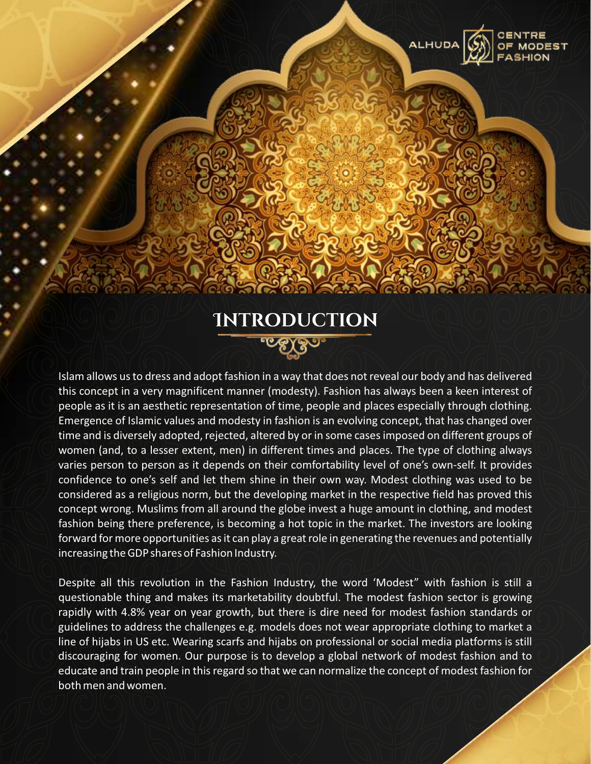# Introduction

Islam allows us to dress and adopt fashion in a way that does not reveal our body and has delivered this concept in a very magnificent manner (modesty). Fashion has always been a keen interest of people as it is an aesthetic representation of time, people and places especially through clothing. Emergence of Islamic values and modesty in fashion is an evolving concept, that has changed over time and is diversely adopted, rejected, altered by or in some cases imposed on different groups of women (and, to a lesser extent, men) in different times and places. The type of clothing always varies person to person as it depends on their comfortability level of one's own-self. It provides confidence to one's self and let them shine in their own way. Modest clothing was used to be considered as a religious norm, but the developing market in the respective field has proved this concept wrong. Muslims from all around the globe invest a huge amount in clothing, and modest fashion being there preference, is becoming a hot topic in the market. The investors are looking forward for more opportunities as it can play a great role in generating the revenues and potentially increasing the GDP shares of Fashion Industry.

Despite all this revolution in the Fashion Industry, the word 'Modest" with fashion is still a questionable thing and makes its marketability doubtful. The modest fashion sector is growing rapidly with 4.8% year on year growth, but there is dire need for modest fashion standards or guidelines to address the challenges e.g. models does not wear appropriate clothing to market a line of hijabs in US etc. Wearing scarfs and hijabs on professional or social media platforms is still discouraging for women. Our purpose is to develop a global network of modest fashion and to educate and train people in this regard so that we can normalize the concept of modest fashion for both men and women.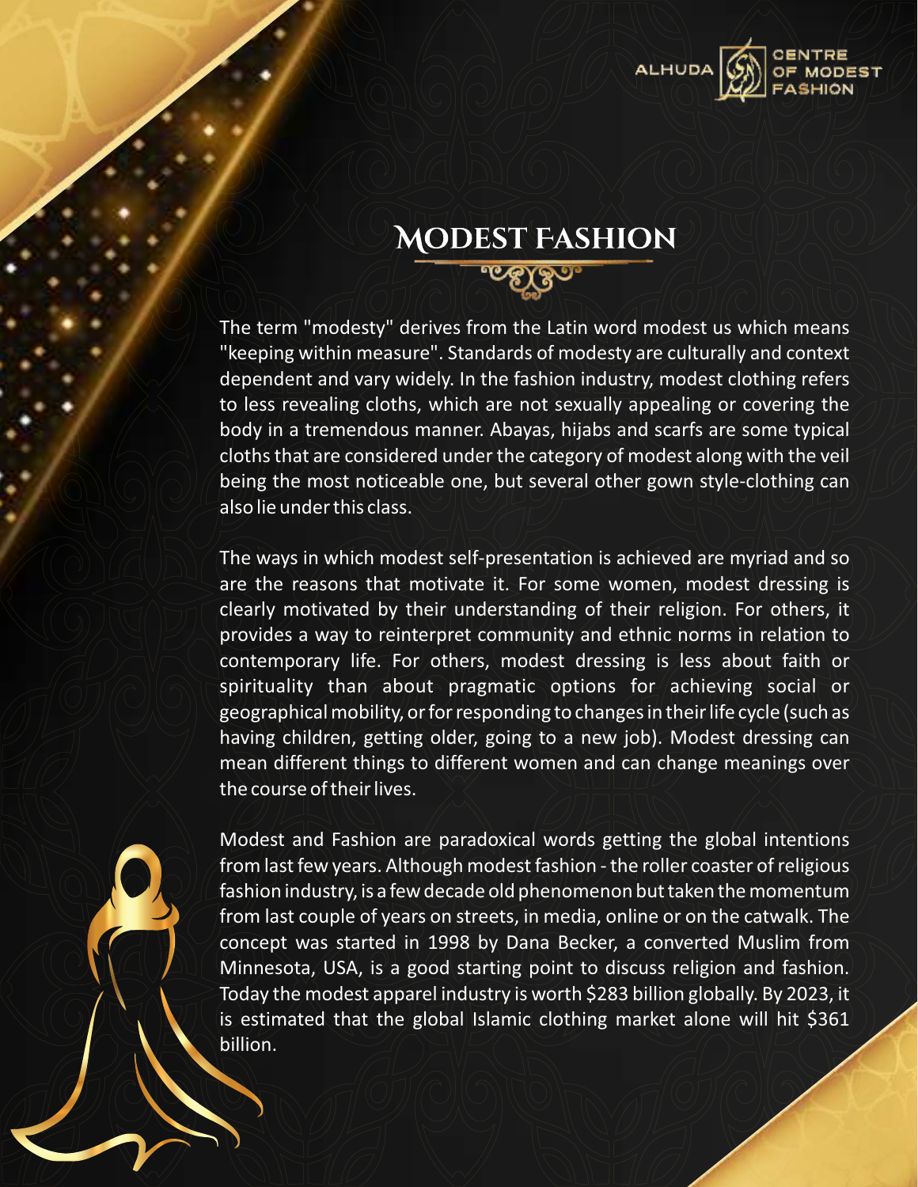# MODEST FASHION

The term "modesty" derives from the Latin word modest us which means "keeping within measure". Standards of modesty are culturally and context dependent and vary widely. In the fashion industry, modest clothing refers to less revealing cloths, which are not sexually appealing or covering the body in a tremendous manner. Abayas, hijabs and scarfs are some typical cloths that are considered under the category of modest along with the veil being the most noticeable one, but several other gown style-clothing can also lie under this class.

The ways in which modest self-presentation is achieved are myriad and so are the reasons that motivate it. For some women, modest dressing is clearly motivated by their understanding of their religion. For others, it provides a way to reinterpret community and ethnic norms in relation to contemporary life. For others, modest dressing is less about faith or spirituality than about pragmatic options for achieving social or geographical mobility, or for responding to changes in their life cycle (such as having children, getting older, going to a new job). Modest dressing can mean different things to different women and can change meanings over the course of their lives.

Modest and Fashion are paradoxical words getting the global intentions from last few years. Although modest fashion - the roller coaster of religious fashion industry, is a few decade old phenomenon but taken the momentum from last couple of years on streets, in media, online or on the catwalk. The concept was started in 1998 by Dana Becker, a converted Muslim from Minnesota, USA, is a good starting point to discuss religion and fashion. Today the modest apparel industry is worth $283 billion globally. By 2023, it is estimated that the global Islamic clothing market alone will hit $361 billion.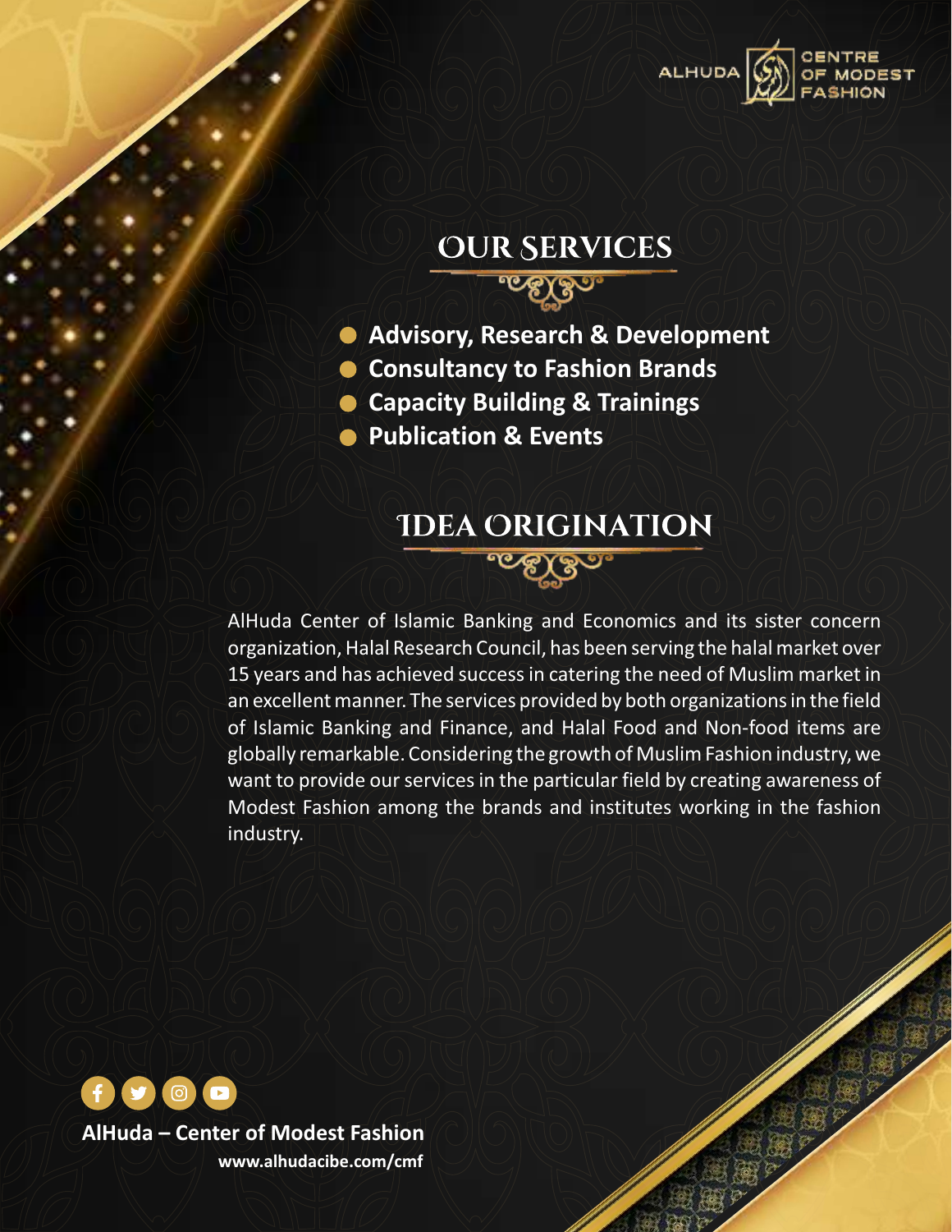ALHUDA CENTRE OF MODEST FASHION

## OUR SERVICES

- **Advisory, Research & Development**
- **Consultancy to Fashion Brands**
- **Capacity Building & Trainings**
- **Publication & Events**

## IDEA ORIGINATION

AlHuda Center of Islamic Banking and Economics and its sister concern organization, Halal Research Council, has been serving the halal market over 15 years and has achieved success in catering the need of Muslim market in an excellent manner. The services provided by both organizations in the field of Islamic Banking and Finance, and Halal Food and Non-food items are globally remarkable. Considering the growth of Muslim Fashion industry, we want to provide our services in the particular field by creating awareness of Modest Fashion among the brands and institutes working in the fashion industry.

**AlHuda – Center of Modest Fashion**

**www.alhudacibe.com/cmf**